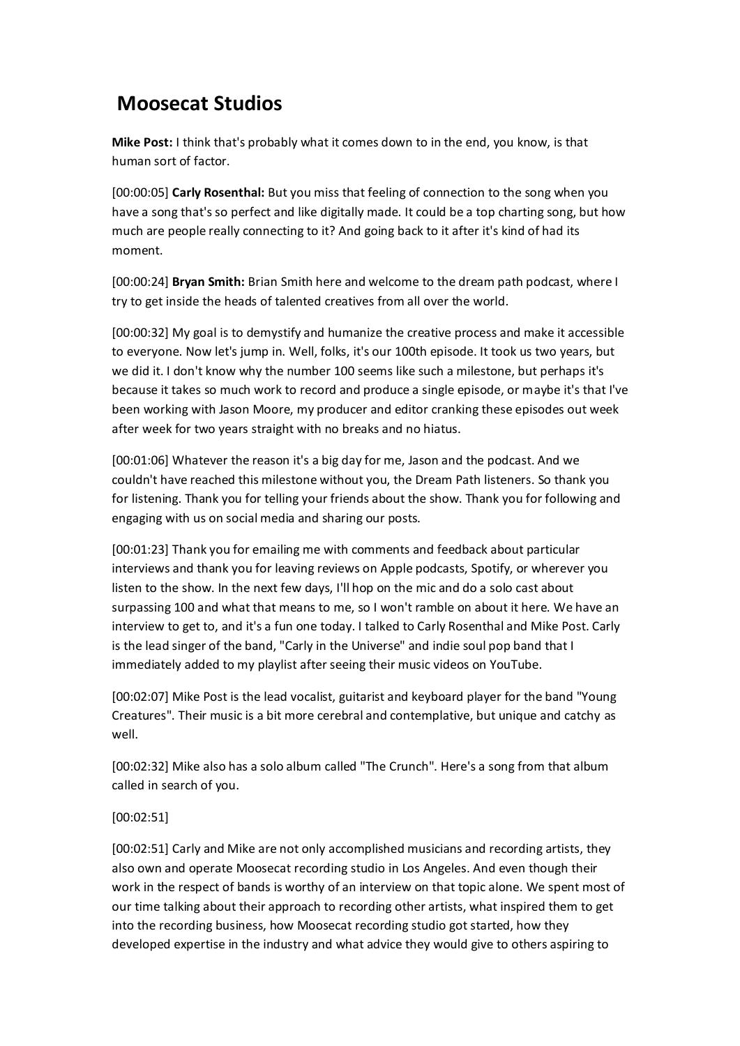# Moosecat Studios

**Mike Post:** I think that's probably what it comes down to in the end, you know, is that human sort of factor.

[00:00:05] **Carly Rosenthal:** But you miss that feeling of connection to the song when you have a song that's so perfect and like digitally made. It could be a top charting song, but how much are people really connecting to it? And going back to it after it's kind of had its moment.

[00:00:24] **Bryan Smith:** Brian Smith here and welcome to the dream path podcast, where I try to get inside the heads of talented creatives from all over the world.

[00:00:32] My goal is to demystify and humanize the creative process and make it accessible to everyone. Now let's jump in. Well, folks, it's our 100th episode. It took us two years, but we did it. I don't know why the number 100 seems like such a milestone, but perhaps it's because it takes so much work to record and produce a single episode, or maybe it's that I've been working with Jason Moore, my producer and editor cranking these episodes out week after week for two years straight with no breaks and no hiatus.

[00:01:06] Whatever the reason it's a big day for me, Jason and the podcast. And we couldn't have reached this milestone without you, the Dream Path listeners. So thank you for listening. Thank you for telling your friends about the show. Thank you for following and engaging with us on social media and sharing our posts.

[00:01:23] Thank you for emailing me with comments and feedback about particular interviews and thank you for leaving reviews on Apple podcasts, Spotify, or wherever you listen to the show. In the next few days, I'll hop on the mic and do a solo cast about surpassing 100 and what that means to me, so I won't ramble on about it here. We have an interview to get to, and it's a fun one today. I talked to Carly Rosenthal and Mike Post. Carly is the lead singer of the band, "Carly in the Universe" and indie soul pop band that I immediately added to my playlist after seeing their music videos on YouTube.

[00:02:07] Mike Post is the lead vocalist, guitarist and keyboard player for the band "Young Creatures". Their music is a bit more cerebral and contemplative, but unique and catchy as well.

[00:02:32] Mike also has a solo album called "The Crunch". Here's a song from that album called in search of you.

[00:02:51]

[00:02:51] Carly and Mike are not only accomplished musicians and recording artists, they also own and operate Moosecat recording studio in Los Angeles. And even though their work in the respect of bands is worthy of an interview on that topic alone. We spent most of our time talking about their approach to recording other artists, what inspired them to get into the recording business, how Moosecat recording studio got started, how they developed expertise in the industry and what advice they would give to others aspiring to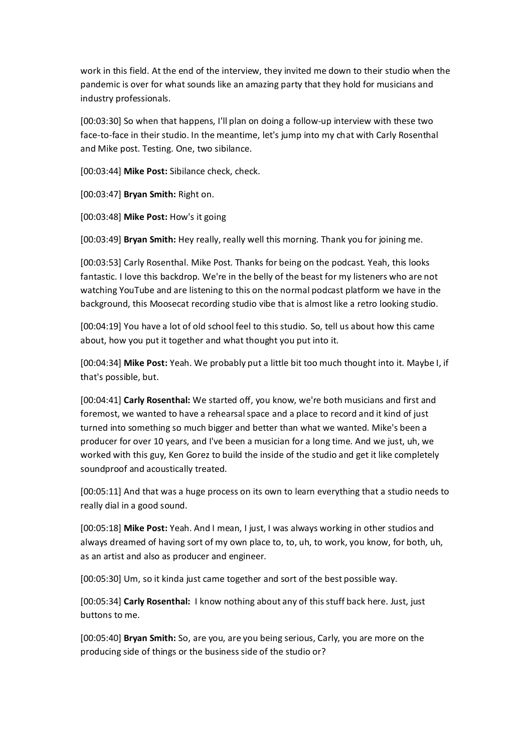work in this field. At the end of the interview, they invited me down to their studio when the pandemic is over for what sounds like an amazing party that they hold for musicians and industry professionals.

[00:03:30] So when that happens, I'll plan on doing a follow-up interview with these two face-to-face in their studio. In the meantime, let's jump into my chat with Carly Rosenthal and Mike post. Testing. One, two sibilance.

[00:03:44] **Mike Post:** Sibilance check, check.

[00:03:47] **Bryan Smith:** Right on.

[00:03:48] **Mike Post:** How's it going

[00:03:49] **Bryan Smith:** Hey really, really well this morning. Thank you for joining me.

[00:03:53] Carly Rosenthal. Mike Post. Thanks for being on the podcast. Yeah, this looks fantastic. I love this backdrop. We're in the belly of the beast for my listeners who are not watching YouTube and are listening to this on the normal podcast platform we have in the background, this Moosecat recording studio vibe that is almost like a retro looking studio.

[00:04:19] You have a lot of old school feel to this studio. So, tell us about how this came about, how you put it together and what thought you put into it.

[00:04:34] **Mike Post:** Yeah. We probably put a little bit too much thought into it. Maybe I, if that's possible, but.

[00:04:41] **Carly Rosenthal:** We started off, you know, we're both musicians and first and foremost, we wanted to have a rehearsal space and a place to record and it kind of just turned into something so much bigger and better than what we wanted. Mike's been a producer for over 10 years, and I've been a musician for a long time. And we just, uh, we worked with this guy, Ken Gorez to build the inside of the studio and get it like completely soundproof and acoustically treated.

[00:05:11] And that was a huge process on its own to learn everything that a studio needs to really dial in a good sound.

[00:05:18] **Mike Post:** Yeah. And I mean, I just, I was always working in other studios and always dreamed of having sort of my own place to, to, uh, to work, you know, for both, uh, as an artist and also as producer and engineer.

[00:05:30] Um, so it kinda just came together and sort of the best possible way.

[00:05:34] **Carly Rosenthal:** I know nothing about any of this stuff back here. Just, just buttons to me.

[00:05:40] **Bryan Smith:** So, are you, are you being serious, Carly, you are more on the producing side of things or the business side of the studio or?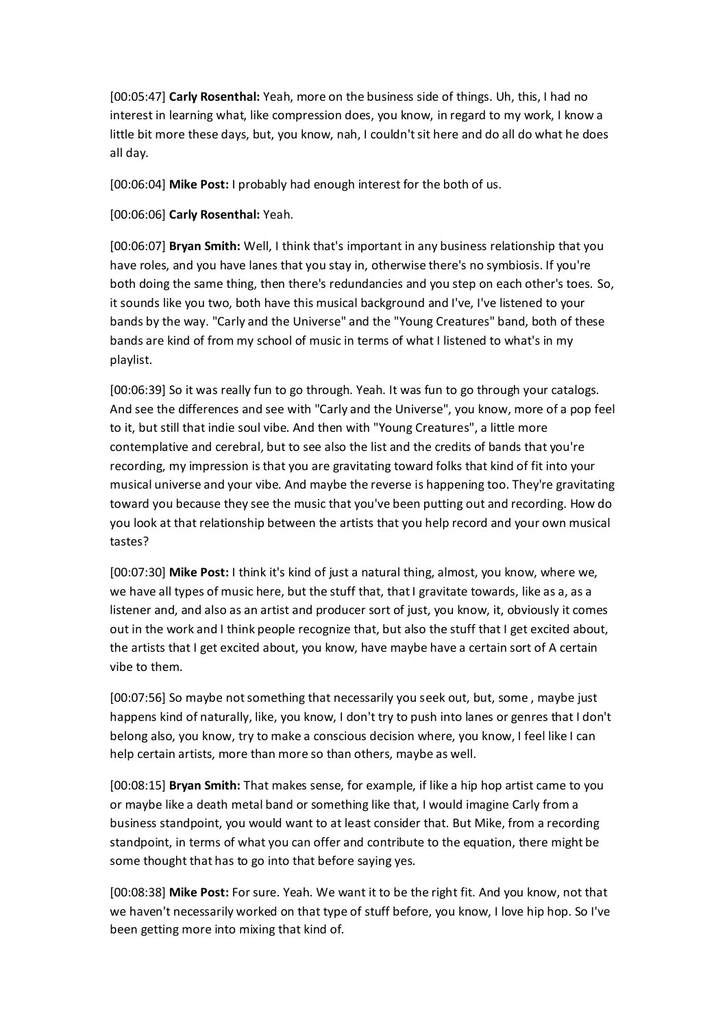[00:05:47] **Carly Rosenthal:** Yeah, more on the business side of things. Uh, this, I had no interest in learning what, like compression does, you know, in regard to my work, I know a little bit more these days, but, you know, nah, I couldn't sit here and do all do what he does all day.

[00:06:04] **Mike Post:** I probably had enough interest for the both of us.

[00:06:06] **Carly Rosenthal:** Yeah.

[00:06:07] **Bryan Smith:** Well, I think that's important in any business relationship that you have roles, and you have lanes that you stay in, otherwise there's no symbiosis. If you're both doing the same thing, then there's redundancies and you step on each other's toes. So, it sounds like you two, both have this musical background and I've, I've listened to your bands by the way. "Carly and the Universe" and the "Young Creatures" band, both of these bands are kind of from my school of music in terms of what I listened to what's in my playlist.

[00:06:39] So it was really fun to go through. Yeah. It was fun to go through your catalogs. And see the differences and see with "Carly and the Universe", you know, more of a pop feel to it, but still that indie soul vibe. And then with "Young Creatures", a little more contemplative and cerebral, but to see also the list and the credits of bands that you're recording, my impression is that you are gravitating toward folks that kind of fit into your musical universe and your vibe. And maybe the reverse is happening too. They're gravitating toward you because they see the music that you've been putting out and recording. How do you look at that relationship between the artists that you help record and your own musical tastes?

[00:07:30] **Mike Post:** I think it's kind of just a natural thing, almost, you know, where we, we have all types of music here, but the stuff that, that I gravitate towards, like as a, as a listener and, and also as an artist and producer sort of just, you know, it, obviously it comes out in the work and I think people recognize that, but also the stuff that I get excited about, the artists that I get excited about, you know, have maybe have a certain sort of A certain vibe to them.

[00:07:56] So maybe not something that necessarily you seek out, but, some , maybe just happens kind of naturally, like, you know, I don't try to push into lanes or genres that I don't belong also, you know, try to make a conscious decision where, you know, I feel like I can help certain artists, more than more so than others, maybe as well.

[00:08:15] **Bryan Smith:** That makes sense, for example, if like a hip hop artist came to you or maybe like a death metal band or something like that, I would imagine Carly from a business standpoint, you would want to at least consider that. But Mike, from a recording standpoint, in terms of what you can offer and contribute to the equation, there might be some thought that has to go into that before saying yes.

[00:08:38] **Mike Post:** For sure. Yeah. We want it to be the right fit. And you know, not that we haven't necessarily worked on that type of stuff before, you know, I love hip hop. So I've been getting more into mixing that kind of.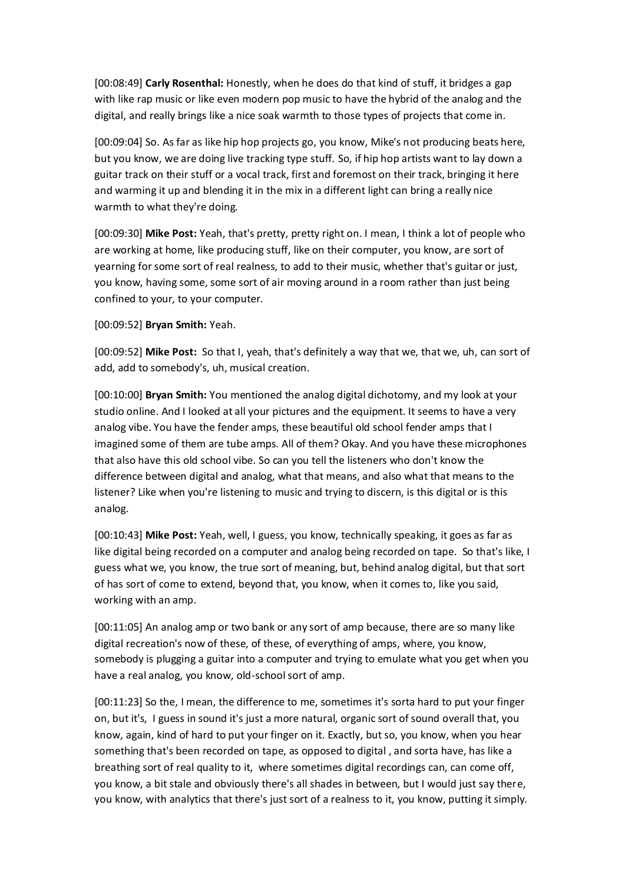[00:08:49] **Carly Rosenthal:** Honestly, when he does do that kind of stuff, it bridges a gap with like rap music or like even modern pop music to have the hybrid of the analog and the digital, and really brings like a nice soak warmth to those types of projects that come in.

[00:09:04] So. As far as like hip hop projects go, you know, Mike's not producing beats here, but you know, we are doing live tracking type stuff. So, if hip hop artists want to lay down a guitar track on their stuff or a vocal track, first and foremost on their track, bringing it here and warming it up and blending it in the mix in a different light can bring a really nice warmth to what they're doing.

[00:09:30] **Mike Post:** Yeah, that's pretty, pretty right on. I mean, I think a lot of people who are working at home, like producing stuff, like on their computer, you know, are sort of yearning for some sort of real realness, to add to their music, whether that's guitar or just, you know, having some, some sort of air moving around in a room rather than just being confined to your, to your computer.

[00:09:52] **Bryan Smith:** Yeah.

[00:09:52] **Mike Post:** So that I, yeah, that's definitely a way that we, that we, uh, can sort of add, add to somebody's, uh, musical creation.

[00:10:00] **Bryan Smith:** You mentioned the analog digital dichotomy, and my look at your studio online. And I looked at all your pictures and the equipment. It seems to have a very analog vibe. You have the fender amps, these beautiful old school fender amps that I imagined some of them are tube amps. All of them? Okay. And you have these microphones that also have this old school vibe. So can you tell the listeners who don't know the difference between digital and analog, what that means, and also what that means to the listener? Like when you're listening to music and trying to discern, is this digital or is this analog.

[00:10:43] **Mike Post:** Yeah, well, I guess, you know, technically speaking, it goes as far as like digital being recorded on a computer and analog being recorded on tape. So that's like, I guess what we, you know, the true sort of meaning, but, behind analog digital, but that sort of has sort of come to extend, beyond that, you know, when it comes to, like you said, working with an amp.

[00:11:05] An analog amp or two bank or any sort of amp because, there are so many like digital recreation's now of these, of these, of everything of amps, where, you know, somebody is plugging a guitar into a computer and trying to emulate what you get when you have a real analog, you know, old-school sort of amp.

[00:11:23] So the, I mean, the difference to me, sometimes it's sorta hard to put your finger on, but it's, I guess in sound it's just a more natural, organic sort of sound overall that, you know, again, kind of hard to put your finger on it. Exactly, but so, you know, when you hear something that's been recorded on tape, as opposed to digital , and sorta have, has like a breathing sort of real quality to it, where sometimes digital recordings can, can come off, you know, a bit stale and obviously there's all shades in between, but I would just say there, you know, with analytics that there's just sort of a realness to it, you know, putting it simply.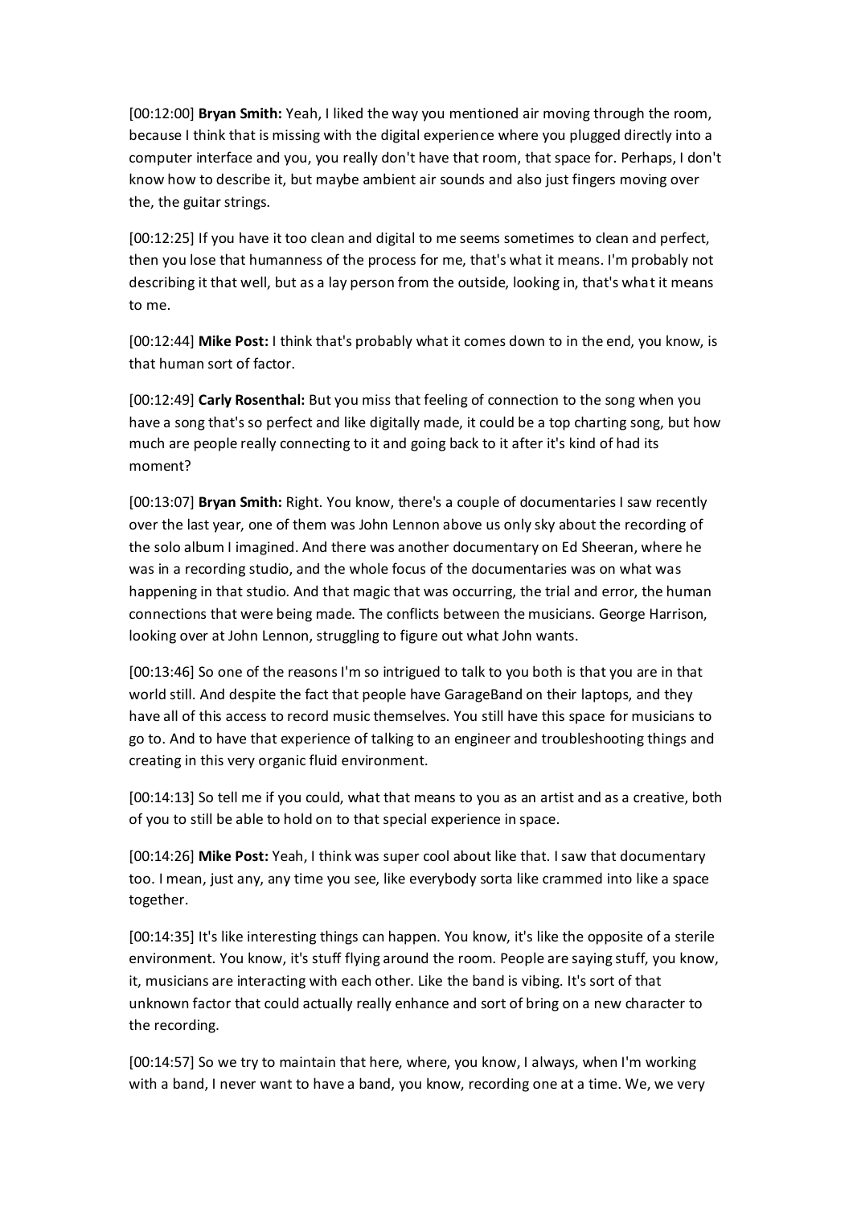[00:12:00] **Bryan Smith:** Yeah, I liked the way you mentioned air moving through the room, because I think that is missing with the digital experience where you plugged directly into a computer interface and you, you really don't have that room, that space for. Perhaps, I don't know how to describe it, but maybe ambient air sounds and also just fingers moving over the, the guitar strings.

[00:12:25] If you have it too clean and digital to me seems sometimes to clean and perfect, then you lose that humanness of the process for me, that's what it means. I'm probably not describing it that well, but as a lay person from the outside, looking in, that's what it means to me.

[00:12:44] **Mike Post:** I think that's probably what it comes down to in the end, you know, is that human sort of factor.

[00:12:49] **Carly Rosenthal:** But you miss that feeling of connection to the song when you have a song that's so perfect and like digitally made, it could be a top charting song, but how much are people really connecting to it and going back to it after it's kind of had its moment?

[00:13:07] **Bryan Smith:** Right. You know, there's a couple of documentaries I saw recently over the last year, one of them was John Lennon above us only sky about the recording of the solo album I imagined. And there was another documentary on Ed Sheeran, where he was in a recording studio, and the whole focus of the documentaries was on what was happening in that studio. And that magic that was occurring, the trial and error, the human connections that were being made. The conflicts between the musicians. George Harrison, looking over at John Lennon, struggling to figure out what John wants.

[00:13:46] So one of the reasons I'm so intrigued to talk to you both is that you are in that world still. And despite the fact that people have GarageBand on their laptops, and they have all of this access to record music themselves. You still have this space for musicians to go to. And to have that experience of talking to an engineer and troubleshooting things and creating in this very organic fluid environment.

[00:14:13] So tell me if you could, what that means to you as an artist and as a creative, both of you to still be able to hold on to that special experience in space.

[00:14:26] **Mike Post:** Yeah, I think was super cool about like that. I saw that documentary too. I mean, just any, any time you see, like everybody sorta like crammed into like a space together.

[00:14:35] It's like interesting things can happen. You know, it's like the opposite of a sterile environment. You know, it's stuff flying around the room. People are saying stuff, you know, it, musicians are interacting with each other. Like the band is vibing. It's sort of that unknown factor that could actually really enhance and sort of bring on a new character to the recording.

[00:14:57] So we try to maintain that here, where, you know, I always, when I'm working with a band, I never want to have a band, you know, recording one at a time. We, we very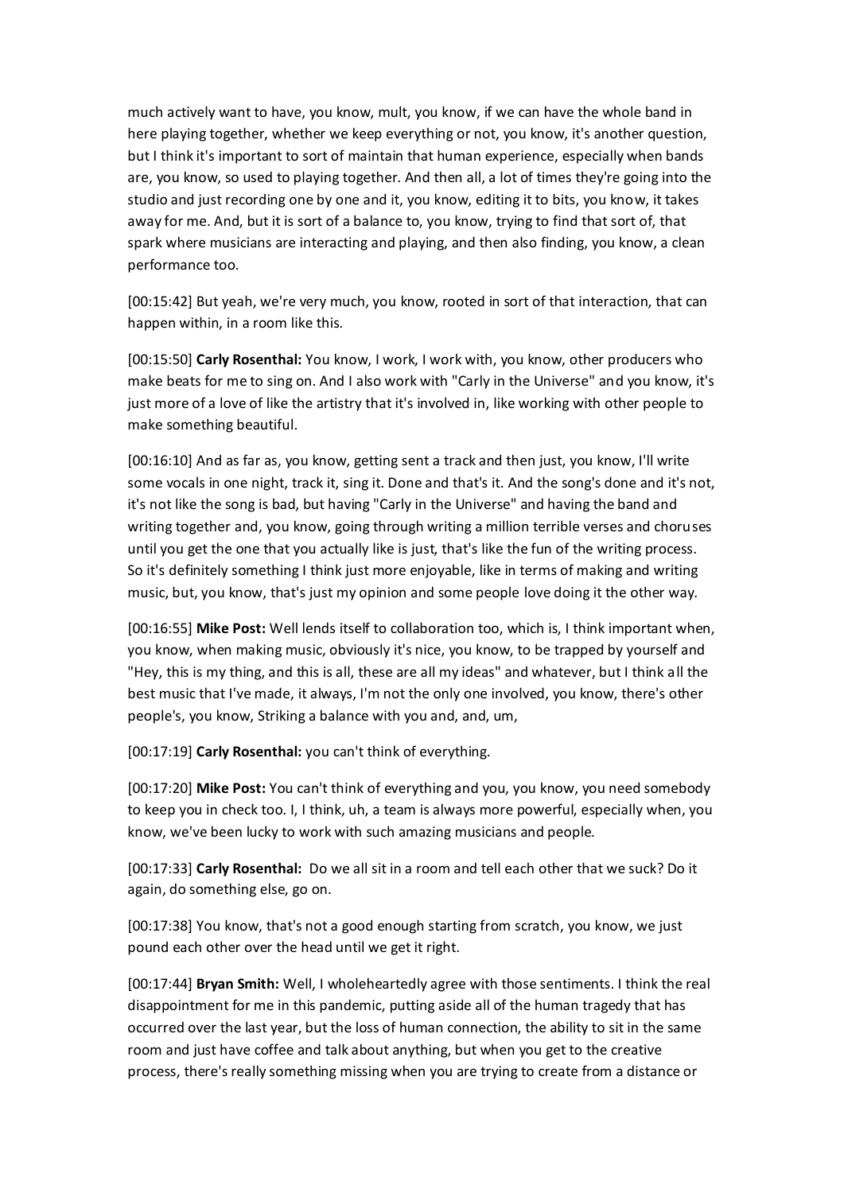much actively want to have, you know, mult, you know, if we can have the whole band in here playing together, whether we keep everything or not, you know, it's another question, but I think it's important to sort of maintain that human experience, especially when bands are, you know, so used to playing together. And then all, a lot of times they're going into the studio and just recording one by one and it, you know, editing it to bits, you know, it takes away for me. And, but it is sort of a balance to, you know, trying to find that sort of, that spark where musicians are interacting and playing, and then also finding, you know, a clean performance too.

[00:15:42] But yeah, we're very much, you know, rooted in sort of that interaction, that can happen within, in a room like this.

[00:15:50] **Carly Rosenthal:** You know, I work, I work with, you know, other producers who make beats for me to sing on. And I also work with "Carly in the Universe" and you know, it's just more of a love of like the artistry that it's involved in, like working with other people to make something beautiful.

[00:16:10] And as far as, you know, getting sent a track and then just, you know, I'll write some vocals in one night, track it, sing it. Done and that's it. And the song's done and it's not, it's not like the song is bad, but having "Carly in the Universe" and having the band and writing together and, you know, going through writing a million terrible verses and choruses until you get the one that you actually like is just, that's like the fun of the writing process. So it's definitely something I think just more enjoyable, like in terms of making and writing music, but, you know, that's just my opinion and some people love doing it the other way.

[00:16:55] **Mike Post:** Well lends itself to collaboration too, which is, I think important when, you know, when making music, obviously it's nice, you know, to be trapped by yourself and "Hey, this is my thing, and this is all, these are all my ideas" and whatever, but I think all the best music that I've made, it always, I'm not the only one involved, you know, there's other people's, you know, Striking a balance with you and, and, um,

[00:17:19] **Carly Rosenthal:** you can't think of everything.

[00:17:20] **Mike Post:** You can't think of everything and you, you know, you need somebody to keep you in check too. I, I think, uh, a team is always more powerful, especially when, you know, we've been lucky to work with such amazing musicians and people.

[00:17:33] **Carly Rosenthal:** Do we all sit in a room and tell each other that we suck? Do it again, do something else, go on.

[00:17:38] You know, that's not a good enough starting from scratch, you know, we just pound each other over the head until we get it right.

[00:17:44] **Bryan Smith:** Well, I wholeheartedly agree with those sentiments. I think the real disappointment for me in this pandemic, putting aside all of the human tragedy that has occurred over the last year, but the loss of human connection, the ability to sit in the same room and just have coffee and talk about anything, but when you get to the creative process, there's really something missing when you are trying to create from a distance or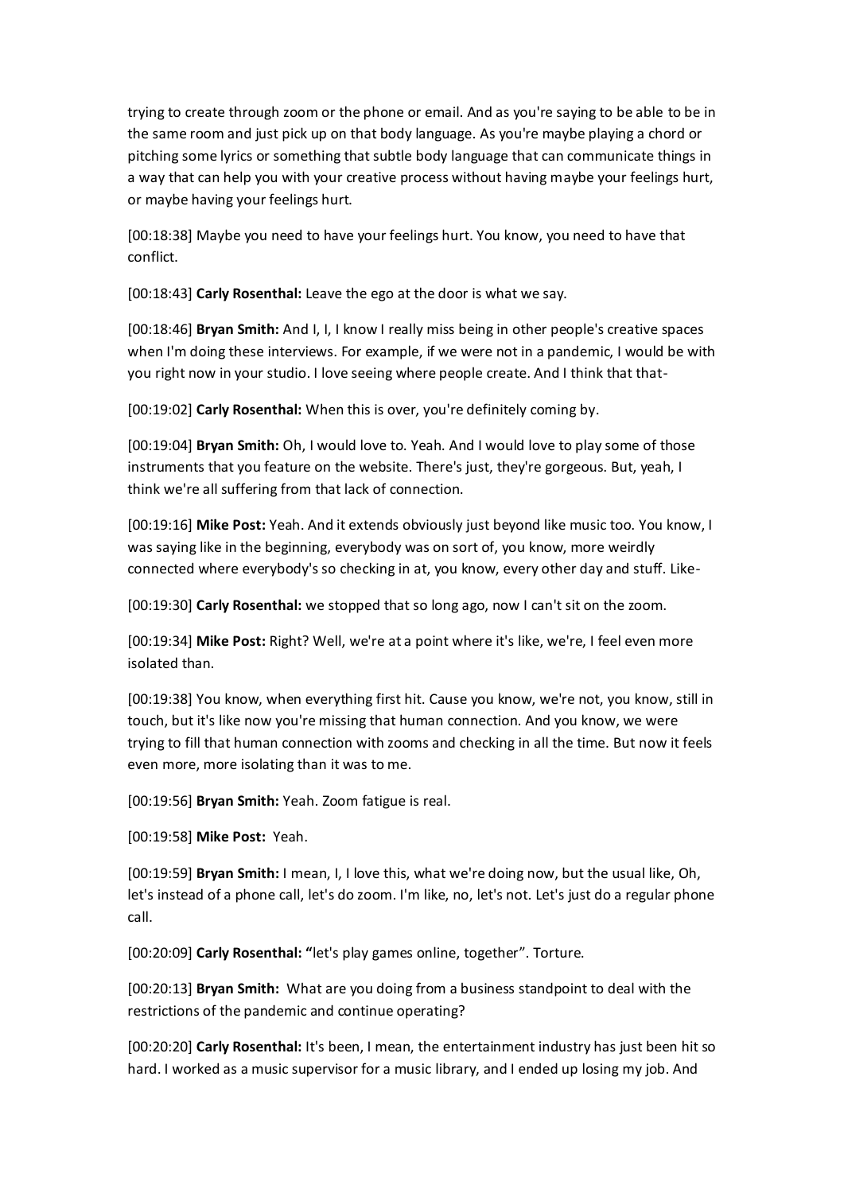trying to create through zoom or the phone or email. And as you're saying to be able to be in the same room and just pick up on that body language. As you're maybe playing a chord or pitching some lyrics or something that subtle body language that can communicate things in a way that can help you with your creative process without having maybe your feelings hurt, or maybe having your feelings hurt.

[00:18:38] Maybe you need to have your feelings hurt. You know, you need to have that conflict.

[00:18:43] **Carly Rosenthal:** Leave the ego at the door is what we say.

[00:18:46] **Bryan Smith:** And I, I, I know I really miss being in other people's creative spaces when I'm doing these interviews. For example, if we were not in a pandemic, I would be with you right now in your studio. I love seeing where people create. And I think that that-

[00:19:02] **Carly Rosenthal:** When this is over, you're definitely coming by.

[00:19:04] **Bryan Smith:** Oh, I would love to. Yeah. And I would love to play some of those instruments that you feature on the website. There's just, they're gorgeous. But, yeah, I think we're all suffering from that lack of connection.

[00:19:16] **Mike Post:** Yeah. And it extends obviously just beyond like music too. You know, I was saying like in the beginning, everybody was on sort of, you know, more weirdly connected where everybody's so checking in at, you know, every other day and stuff. Like-

[00:19:30] **Carly Rosenthal:** we stopped that so long ago, now I can't sit on the zoom.

[00:19:34] **Mike Post:** Right? Well, we're at a point where it's like, we're, I feel even more isolated than.

[00:19:38] You know, when everything first hit. Cause you know, we're not, you know, still in touch, but it's like now you're missing that human connection. And you know, we were trying to fill that human connection with zooms and checking in all the time. But now it feels even more, more isolating than it was to me.

[00:19:56] **Bryan Smith:** Yeah. Zoom fatigue is real.

[00:19:58] **Mike Post:** Yeah.

[00:19:59] **Bryan Smith:** I mean, I, I love this, what we're doing now, but the usual like, Oh, let's instead of a phone call, let's do zoom. I'm like, no, let's not. Let's just do a regular phone call.

[00:20:09] **Carly Rosenthal:** "let's play games online, together". Torture.

[00:20:13] **Bryan Smith:** What are you doing from a business standpoint to deal with the restrictions of the pandemic and continue operating?

[00:20:20] **Carly Rosenthal:** It's been, I mean, the entertainment industry has just been hit so hard. I worked as a music supervisor for a music library, and I ended up losing my job. And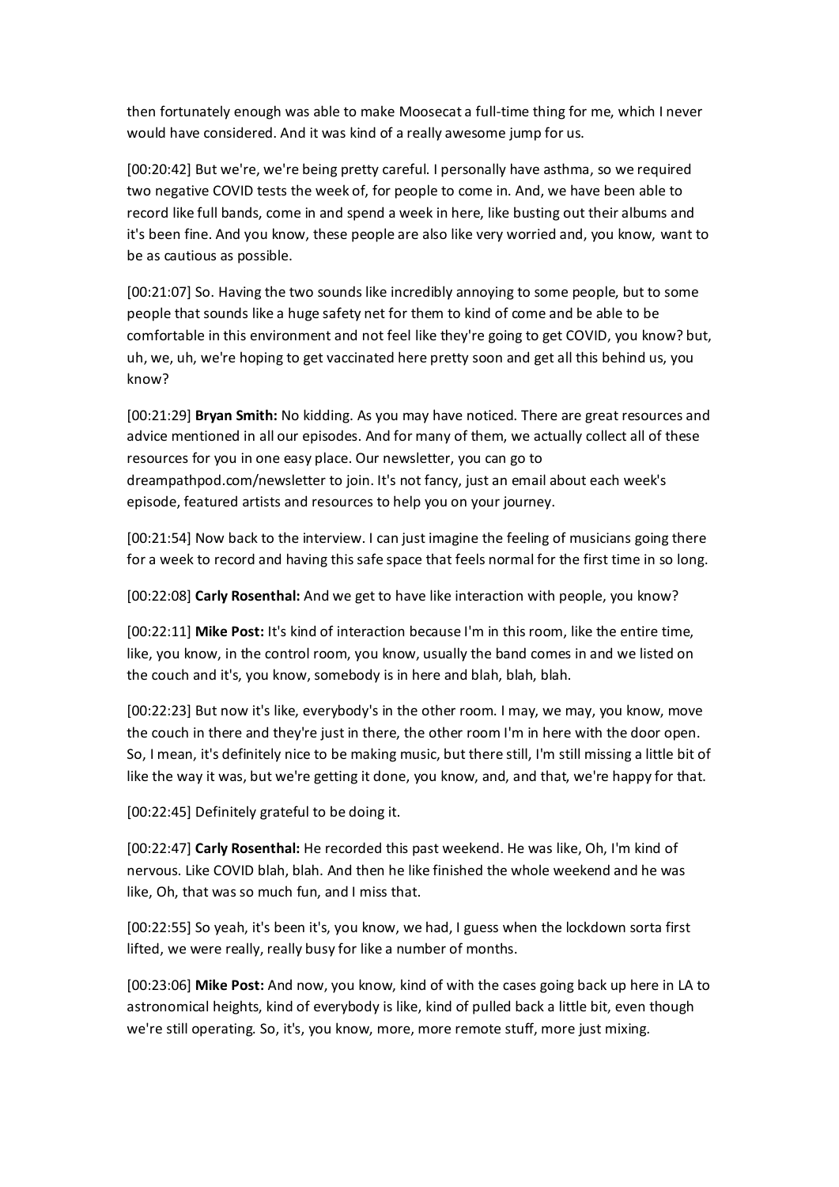then fortunately enough was able to make Moosecat a full-time thing for me, which I never would have considered. And it was kind of a really awesome jump for us.

[00:20:42] But we're, we're being pretty careful. I personally have asthma, so we required two negative COVID tests the week of, for people to come in. And, we have been able to record like full bands, come in and spend a week in here, like busting out their albums and it's been fine. And you know, these people are also like very worried and, you know, want to be as cautious as possible.

[00:21:07] So. Having the two sounds like incredibly annoying to some people, but to some people that sounds like a huge safety net for them to kind of come and be able to be comfortable in this environment and not feel like they're going to get COVID, you know? but, uh, we, uh, we're hoping to get vaccinated here pretty soon and get all this behind us, you know?

[00:21:29] **Bryan Smith:** No kidding. As you may have noticed. There are great resources and advice mentioned in all our episodes. And for many of them, we actually collect all of these resources for you in one easy place. Our newsletter, you can go to dreampathpod.com/newsletter to join. It's not fancy, just an email about each week's episode, featured artists and resources to help you on your journey.

[00:21:54] Now back to the interview. I can just imagine the feeling of musicians going there for a week to record and having this safe space that feels normal for the first time in so long.

[00:22:08] **Carly Rosenthal:** And we get to have like interaction with people, you know?

[00:22:11] **Mike Post:** It's kind of interaction because I'm in this room, like the entire time, like, you know, in the control room, you know, usually the band comes in and we listed on the couch and it's, you know, somebody is in here and blah, blah, blah.

[00:22:23] But now it's like, everybody's in the other room. I may, we may, you know, move the couch in there and they're just in there, the other room I'm in here with the door open. So, I mean, it's definitely nice to be making music, but there still, I'm still missing a little bit of like the way it was, but we're getting it done, you know, and, and that, we're happy for that.

[00:22:45] Definitely grateful to be doing it.

[00:22:47] **Carly Rosenthal:** He recorded this past weekend. He was like, Oh, I'm kind of nervous. Like COVID blah, blah. And then he like finished the whole weekend and he was like, Oh, that was so much fun, and I miss that.

[00:22:55] So yeah, it's been it's, you know, we had, I guess when the lockdown sorta first lifted, we were really, really busy for like a number of months.

[00:23:06] **Mike Post:** And now, you know, kind of with the cases going back up here in LA to astronomical heights, kind of everybody is like, kind of pulled back a little bit, even though we're still operating. So, it's, you know, more, more remote stuff, more just mixing.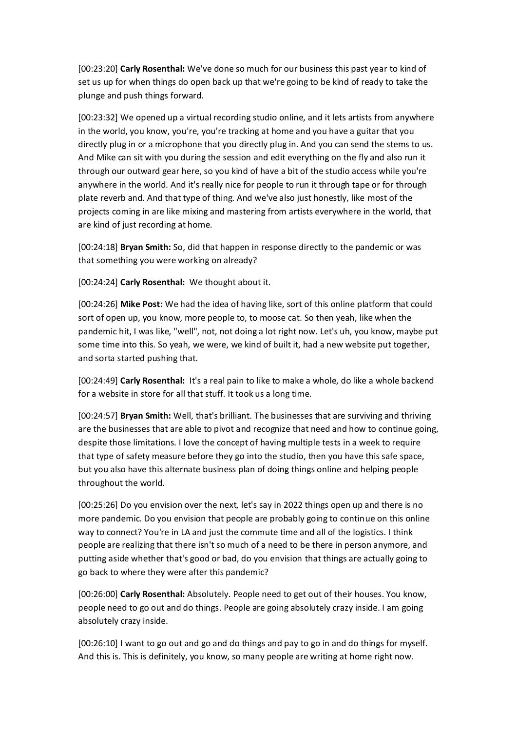[00:23:20] **Carly Rosenthal:** We've done so much for our business this past year to kind of set us up for when things do open back up that we're going to be kind of ready to take the plunge and push things forward.

[00:23:32] We opened up a virtual recording studio online, and it lets artists from anywhere in the world, you know, you're, you're tracking at home and you have a guitar that you directly plug in or a microphone that you directly plug in. And you can send the stems to us. And Mike can sit with you during the session and edit everything on the fly and also run it through our outward gear here, so you kind of have a bit of the studio access while you're anywhere in the world. And it's really nice for people to run it through tape or for through plate reverb and. And that type of thing. And we've also just honestly, like most of the projects coming in are like mixing and mastering from artists everywhere in the world, that are kind of just recording at home.

[00:24:18] **Bryan Smith:** So, did that happen in response directly to the pandemic or was that something you were working on already?

[00:24:24] **Carly Rosenthal:** We thought about it.

[00:24:26] **Mike Post:** We had the idea of having like, sort of this online platform that could sort of open up, you know, more people to, to moose cat. So then yeah, like when the pandemic hit, I was like, "well", not, not doing a lot right now. Let's uh, you know, maybe put some time into this. So yeah, we were, we kind of built it, had a new website put together, and sorta started pushing that.

[00:24:49] **Carly Rosenthal:** It's a real pain to like to make a whole, do like a whole backend for a website in store for all that stuff. It took us a long time.

[00:24:57] **Bryan Smith:** Well, that's brilliant. The businesses that are surviving and thriving are the businesses that are able to pivot and recognize that need and how to continue going, despite those limitations. I love the concept of having multiple tests in a week to require that type of safety measure before they go into the studio, then you have this safe space, but you also have this alternate business plan of doing things online and helping people throughout the world.

[00:25:26] Do you envision over the next, let's say in 2022 things open up and there is no more pandemic. Do you envision that people are probably going to continue on this online way to connect? You're in LA and just the commute time and all of the logistics. I think people are realizing that there isn't so much of a need to be there in person anymore, and putting aside whether that's good or bad, do you envision that things are actually going to go back to where they were after this pandemic?

[00:26:00] **Carly Rosenthal:** Absolutely. People need to get out of their houses. You know, people need to go out and do things. People are going absolutely crazy inside. I am going absolutely crazy inside.

[00:26:10] I want to go out and go and do things and pay to go in and do things for myself. And this is. This is definitely, you know, so many people are writing at home right now.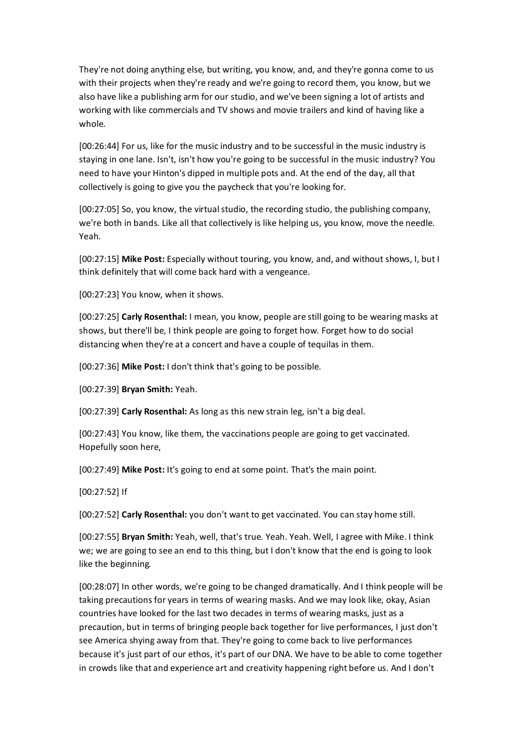They're not doing anything else, but writing, you know, and, and they're gonna come to us with their projects when they're ready and we're going to record them, you know, but we also have like a publishing arm for our studio, and we've been signing a lot of artists and working with like commercials and TV shows and movie trailers and kind of having like a whole.

[00:26:44] For us, like for the music industry and to be successful in the music industry is staying in one lane. Isn't, isn't how you're going to be successful in the music industry? You need to have your Hinton's dipped in multiple pots and. At the end of the day, all that collectively is going to give you the paycheck that you're looking for.

[00:27:05] So, you know, the virtual studio, the recording studio, the publishing company, we're both in bands. Like all that collectively is like helping us, you know, move the needle. Yeah.

[00:27:15] **Mike Post:** Especially without touring, you know, and, and without shows, I, but I think definitely that will come back hard with a vengeance.

[00:27:23] You know, when it shows.

[00:27:25] **Carly Rosenthal:** I mean, you know, people are still going to be wearing masks at shows, but there'll be, I think people are going to forget how. Forget how to do social distancing when they're at a concert and have a couple of tequilas in them.

[00:27:36] **Mike Post:** I don't think that's going to be possible.

[00:27:39] **Bryan Smith:** Yeah.

[00:27:39] **Carly Rosenthal:** As long as this new strain leg, isn't a big deal.

[00:27:43] You know, like them, the vaccinations people are going to get vaccinated. Hopefully soon here,

[00:27:49] **Mike Post:** It's going to end at some point. That's the main point.

[00:27:52] If

[00:27:52] **Carly Rosenthal:** you don't want to get vaccinated. You can stay home still.

[00:27:55] **Bryan Smith:** Yeah, well, that's true. Yeah. Yeah. Well, I agree with Mike. I think we; we are going to see an end to this thing, but I don't know that the end is going to look like the beginning.

[00:28:07] In other words, we're going to be changed dramatically. And I think people will be taking precautions for years in terms of wearing masks. And we may look like, okay, Asian countries have looked for the last two decades in terms of wearing masks, just as a precaution, but in terms of bringing people back together for live performances, I just don't see America shying away from that. They're going to come back to live performances because it's just part of our ethos, it's part of our DNA. We have to be able to come together in crowds like that and experience art and creativity happening right before us. And I don't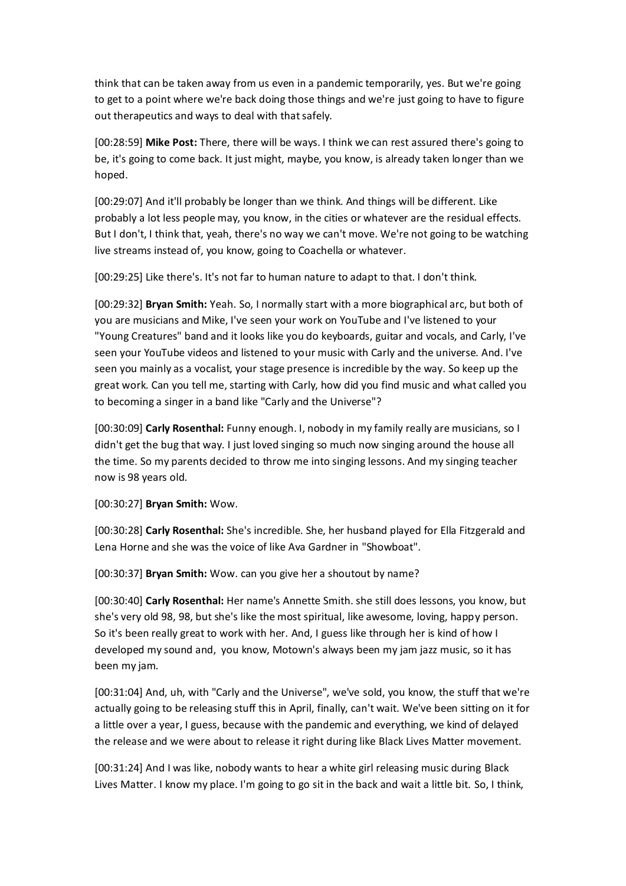think that can be taken away from us even in a pandemic temporarily, yes. But we're going to get to a point where we're back doing those things and we're just going to have to figure out therapeutics and ways to deal with that safely.

[00:28:59] **Mike Post:** There, there will be ways. I think we can rest assured there's going to be, it's going to come back. It just might, maybe, you know, is already taken longer than we hoped.

[00:29:07] And it'll probably be longer than we think. And things will be different. Like probably a lot less people may, you know, in the cities or whatever are the residual effects. But I don't, I think that, yeah, there's no way we can't move. We're not going to be watching live streams instead of, you know, going to Coachella or whatever.

[00:29:25] Like there's. It's not far to human nature to adapt to that. I don't think.

[00:29:32] **Bryan Smith:** Yeah. So, I normally start with a more biographical arc, but both of you are musicians and Mike, I've seen your work on YouTube and I've listened to your "Young Creatures" band and it looks like you do keyboards, guitar and vocals, and Carly, I've seen your YouTube videos and listened to your music with Carly and the universe. And. I've seen you mainly as a vocalist, your stage presence is incredible by the way. So keep up the great work. Can you tell me, starting with Carly, how did you find music and what called you to becoming a singer in a band like "Carly and the Universe"?

[00:30:09] **Carly Rosenthal:** Funny enough. I, nobody in my family really are musicians, so I didn't get the bug that way. I just loved singing so much now singing around the house all the time. So my parents decided to throw me into singing lessons. And my singing teacher now is 98 years old.

[00:30:27] **Bryan Smith:** Wow.

[00:30:28] **Carly Rosenthal:** She's incredible. She, her husband played for Ella Fitzgerald and Lena Horne and she was the voice of like Ava Gardner in "Showboat".

[00:30:37] **Bryan Smith:** Wow. can you give her a shoutout by name?

[00:30:40] **Carly Rosenthal:** Her name's Annette Smith. she still does lessons, you know, but she's very old 98, 98, but she's like the most spiritual, like awesome, loving, happy person. So it's been really great to work with her. And, I guess like through her is kind of how I developed my sound and, you know, Motown's always been my jam jazz music, so it has been my jam.

[00:31:04] And, uh, with "Carly and the Universe", we've sold, you know, the stuff that we're actually going to be releasing stuff this in April, finally, can't wait. We've been sitting on it for a little over a year, I guess, because with the pandemic and everything, we kind of delayed the release and we were about to release it right during like Black Lives Matter movement.

[00:31:24] And I was like, nobody wants to hear a white girl releasing music during Black Lives Matter. I know my place. I'm going to go sit in the back and wait a little bit. So, I think,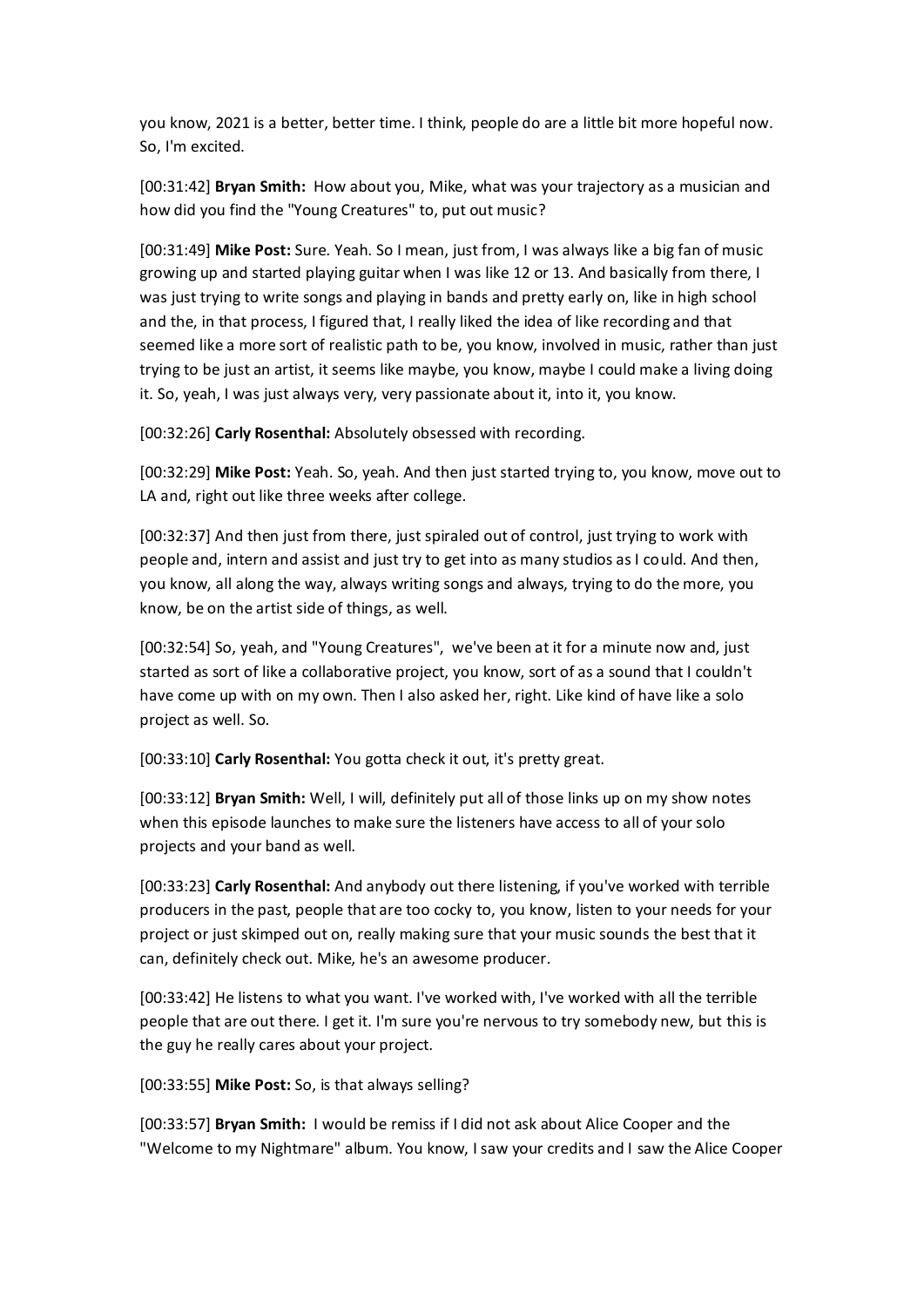you know, 2021 is a better, better time. I think, people do are a little bit more hopeful now. So, I'm excited.

[00:31:42] **Bryan Smith:** How about you, Mike, what was your trajectory as a musician and how did you find the "Young Creatures" to, put out music?

[00:31:49] **Mike Post:** Sure. Yeah. So I mean, just from, I was always like a big fan of music growing up and started playing guitar when I was like 12 or 13. And basically from there, I was just trying to write songs and playing in bands and pretty early on, like in high school and the, in that process, I figured that, I really liked the idea of like recording and that seemed like a more sort of realistic path to be, you know, involved in music, rather than just trying to be just an artist, it seems like maybe, you know, maybe I could make a living doing it. So, yeah, I was just always very, very passionate about it, into it, you know.

[00:32:26] **Carly Rosenthal:** Absolutely obsessed with recording.

[00:32:29] **Mike Post:** Yeah. So, yeah. And then just started trying to, you know, move out to LA and, right out like three weeks after college.

[00:32:37] And then just from there, just spiraled out of control, just trying to work with people and, intern and assist and just try to get into as many studios as I could. And then, you know, all along the way, always writing songs and always, trying to do the more, you know, be on the artist side of things, as well.

[00:32:54] So, yeah, and "Young Creatures", we've been at it for a minute now and, just started as sort of like a collaborative project, you know, sort of as a sound that I couldn't have come up with on my own. Then I also asked her, right. Like kind of have like a solo project as well. So.

[00:33:10] **Carly Rosenthal:** You gotta check it out, it's pretty great.

[00:33:12] **Bryan Smith:** Well, I will, definitely put all of those links up on my show notes when this episode launches to make sure the listeners have access to all of your solo projects and your band as well.

[00:33:23] **Carly Rosenthal:** And anybody out there listening, if you've worked with terrible producers in the past, people that are too cocky to, you know, listen to your needs for your project or just skimped out on, really making sure that your music sounds the best that it can, definitely check out. Mike, he's an awesome producer.

[00:33:42] He listens to what you want. I've worked with, I've worked with all the terrible people that are out there. I get it. I'm sure you're nervous to try somebody new, but this is the guy he really cares about your project.

[00:33:55] **Mike Post:** So, is that always selling?

[00:33:57] **Bryan Smith:** I would be remiss if I did not ask about Alice Cooper and the "Welcome to my Nightmare" album. You know, I saw your credits and I saw the Alice Cooper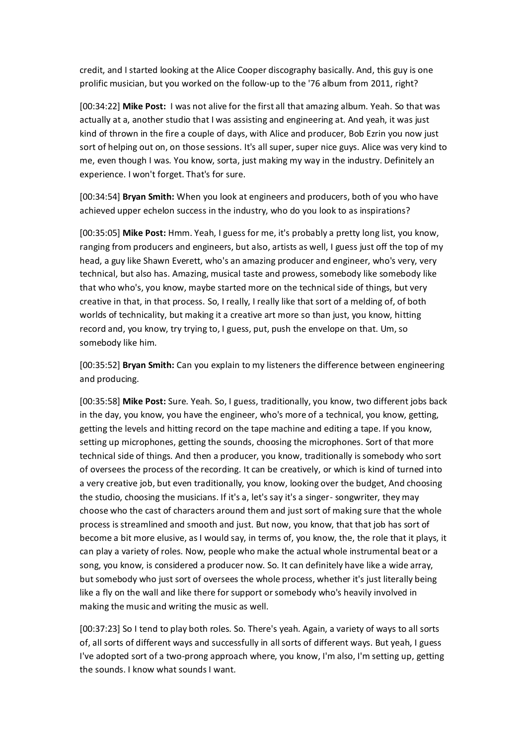credit, and I started looking at the Alice Cooper discography basically. And, this guy is one prolific musician, but you worked on the follow-up to the '76 album from 2011, right?

[00:34:22] **Mike Post:** I was not alive for the first all that amazing album. Yeah. So that was actually at a, another studio that I was assisting and engineering at. And yeah, it was just kind of thrown in the fire a couple of days, with Alice and producer, Bob Ezrin you now just sort of helping out on, on those sessions. It's all super, super nice guys. Alice was very kind to me, even though I was. You know, sorta, just making my way in the industry. Definitely an experience. I won't forget. That's for sure.

[00:34:54] **Bryan Smith:** When you look at engineers and producers, both of you who have achieved upper echelon success in the industry, who do you look to as inspirations?

[00:35:05] **Mike Post:** Hmm. Yeah, I guess for me, it's probably a pretty long list, you know, ranging from producers and engineers, but also, artists as well, I guess just off the top of my head, a guy like Shawn Everett, who's an amazing producer and engineer, who's very, very technical, but also has. Amazing, musical taste and prowess, somebody like somebody like that who who's, you know, maybe started more on the technical side of things, but very creative in that, in that process. So, I really, I really like that sort of a melding of, of both worlds of technicality, but making it a creative art more so than just, you know, hitting record and, you know, try trying to, I guess, put, push the envelope on that. Um, so somebody like him.

[00:35:52] **Bryan Smith:** Can you explain to my listeners the difference between engineering and producing.

[00:35:58] **Mike Post:** Sure. Yeah. So, I guess, traditionally, you know, two different jobs back in the day, you know, you have the engineer, who's more of a technical, you know, getting, getting the levels and hitting record on the tape machine and editing a tape. If you know, setting up microphones, getting the sounds, choosing the microphones. Sort of that more technical side of things. And then a producer, you know, traditionally is somebody who sort of oversees the process of the recording. It can be creatively, or which is kind of turned into a very creative job, but even traditionally, you know, looking over the budget, And choosing the studio, choosing the musicians. If it's a, let's say it's a singer- songwriter, they may choose who the cast of characters around them and just sort of making sure that the whole process is streamlined and smooth and just. But now, you know, that that job has sort of become a bit more elusive, as I would say, in terms of, you know, the, the role that it plays, it can play a variety of roles. Now, people who make the actual whole instrumental beat or a song, you know, is considered a producer now. So. It can definitely have like a wide array, but somebody who just sort of oversees the whole process, whether it's just literally being like a fly on the wall and like there for support or somebody who's heavily involved in making the music and writing the music as well.

[00:37:23] So I tend to play both roles. So. There's yeah. Again, a variety of ways to all sorts of, all sorts of different ways and successfully in all sorts of different ways. But yeah, I guess I've adopted sort of a two-prong approach where, you know, I'm also, I'm setting up, getting the sounds. I know what sounds I want.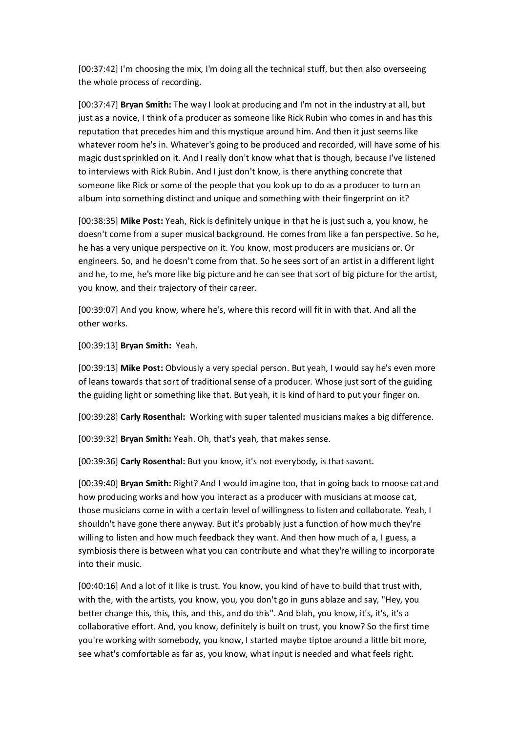[00:37:42] I'm choosing the mix, I'm doing all the technical stuff, but then also overseeing the whole process of recording.

[00:37:47] **Bryan Smith:** The way I look at producing and I'm not in the industry at all, but just as a novice, I think of a producer as someone like Rick Rubin who comes in and has this reputation that precedes him and this mystique around him. And then it just seems like whatever room he's in. Whatever's going to be produced and recorded, will have some of his magic dust sprinkled on it. And I really don't know what that is though, because I've listened to interviews with Rick Rubin. And I just don't know, is there anything concrete that someone like Rick or some of the people that you look up to do as a producer to turn an album into something distinct and unique and something with their fingerprint on it?

[00:38:35] **Mike Post:** Yeah, Rick is definitely unique in that he is just such a, you know, he doesn't come from a super musical background. He comes from like a fan perspective. So he, he has a very unique perspective on it. You know, most producers are musicians or. Or engineers. So, and he doesn't come from that. So he sees sort of an artist in a different light and he, to me, he's more like big picture and he can see that sort of big picture for the artist, you know, and their trajectory of their career.

[00:39:07] And you know, where he's, where this record will fit in with that. And all the other works.

[00:39:13] **Bryan Smith:** Yeah.

[00:39:13] **Mike Post:** Obviously a very special person. But yeah, I would say he's even more of leans towards that sort of traditional sense of a producer. Whose just sort of the guiding the guiding light or something like that. But yeah, it is kind of hard to put your finger on.

[00:39:28] **Carly Rosenthal:** Working with super talented musicians makes a big difference.

[00:39:32] **Bryan Smith:** Yeah. Oh, that's yeah, that makes sense.

[00:39:36] **Carly Rosenthal:** But you know, it's not everybody, is that savant.

[00:39:40] **Bryan Smith:** Right? And I would imagine too, that in going back to moose cat and how producing works and how you interact as a producer with musicians at moose cat, those musicians come in with a certain level of willingness to listen and collaborate. Yeah, I shouldn't have gone there anyway. But it's probably just a function of how much they're willing to listen and how much feedback they want. And then how much of a, I guess, a symbiosis there is between what you can contribute and what they're willing to incorporate into their music.

[00:40:16] And a lot of it like is trust. You know, you kind of have to build that trust with, with the, with the artists, you know, you, you don't go in guns ablaze and say, "Hey, you better change this, this, this, and this, and do this". And blah, you know, it's, it's, it's a collaborative effort. And, you know, definitely is built on trust, you know? So the first time you're working with somebody, you know, I started maybe tiptoe around a little bit more, see what's comfortable as far as, you know, what input is needed and what feels right.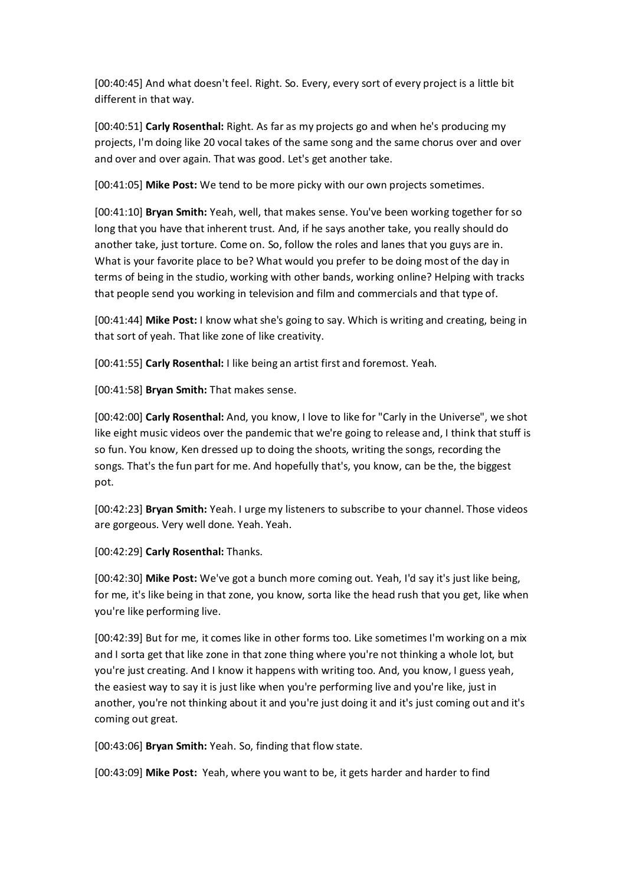[00:40:45] And what doesn't feel. Right. So. Every, every sort of every project is a little bit different in that way.

[00:40:51] **Carly Rosenthal:** Right. As far as my projects go and when he's producing my projects, I'm doing like 20 vocal takes of the same song and the same chorus over and over and over and over again. That was good. Let's get another take.

[00:41:05] **Mike Post:** We tend to be more picky with our own projects sometimes.

[00:41:10] **Bryan Smith:** Yeah, well, that makes sense. You've been working together for so long that you have that inherent trust. And, if he says another take, you really should do another take, just torture. Come on. So, follow the roles and lanes that you guys are in. What is your favorite place to be? What would you prefer to be doing most of the day in terms of being in the studio, working with other bands, working online? Helping with tracks that people send you working in television and film and commercials and that type of.

[00:41:44] **Mike Post:** I know what she's going to say. Which is writing and creating, being in that sort of yeah. That like zone of like creativity.

[00:41:55] **Carly Rosenthal:** I like being an artist first and foremost. Yeah.

[00:41:58] **Bryan Smith:** That makes sense.

[00:42:00] **Carly Rosenthal:** And, you know, I love to like for "Carly in the Universe", we shot like eight music videos over the pandemic that we're going to release and, I think that stuff is so fun. You know, Ken dressed up to doing the shoots, writing the songs, recording the songs. That's the fun part for me. And hopefully that's, you know, can be the, the biggest pot.

[00:42:23] **Bryan Smith:** Yeah. I urge my listeners to subscribe to your channel. Those videos are gorgeous. Very well done. Yeah. Yeah.

[00:42:29] **Carly Rosenthal:** Thanks.

[00:42:30] **Mike Post:** We've got a bunch more coming out. Yeah, I'd say it's just like being, for me, it's like being in that zone, you know, sorta like the head rush that you get, like when you're like performing live.

[00:42:39] But for me, it comes like in other forms too. Like sometimes I'm working on a mix and I sorta get that like zone in that zone thing where you're not thinking a whole lot, but you're just creating. And I know it happens with writing too. And, you know, I guess yeah, the easiest way to say it is just like when you're performing live and you're like, just in another, you're not thinking about it and you're just doing it and it's just coming out and it's coming out great.

[00:43:06] **Bryan Smith:** Yeah. So, finding that flow state.

[00:43:09] **Mike Post:** Yeah, where you want to be, it gets harder and harder to find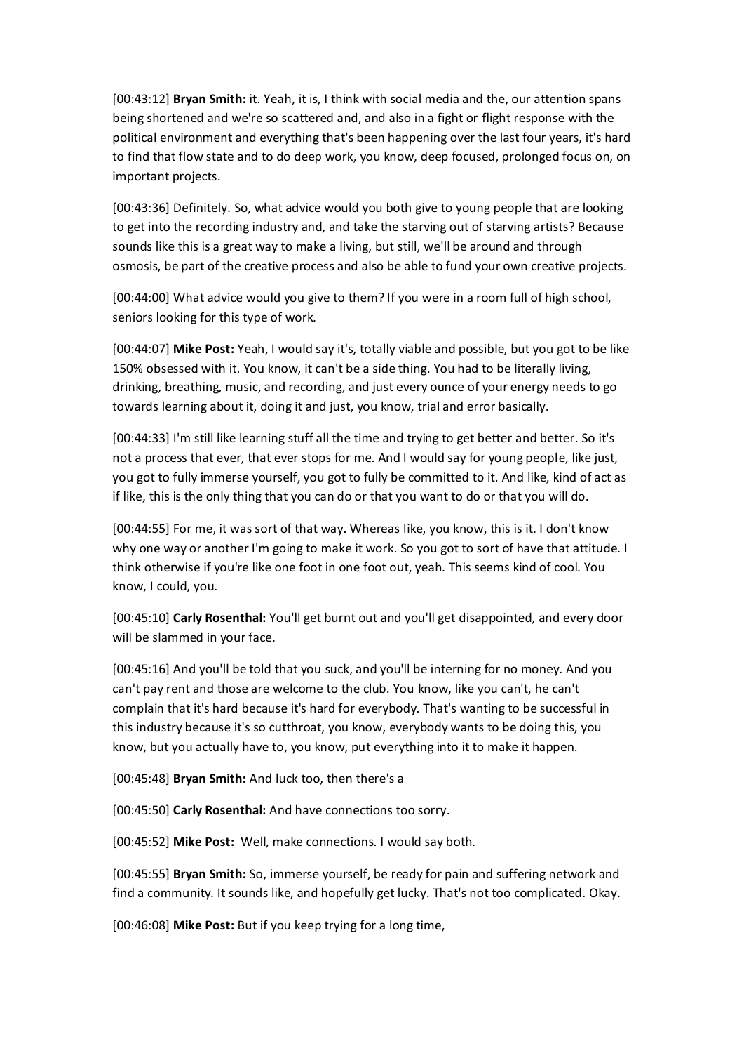[00:43:12] **Bryan Smith:** it. Yeah, it is, I think with social media and the, our attention spans being shortened and we're so scattered and, and also in a fight or flight response with the political environment and everything that's been happening over the last four years, it's hard to find that flow state and to do deep work, you know, deep focused, prolonged focus on, on important projects.

[00:43:36] Definitely. So, what advice would you both give to young people that are looking to get into the recording industry and, and take the starving out of starving artists? Because sounds like this is a great way to make a living, but still, we'll be around and through osmosis, be part of the creative process and also be able to fund your own creative projects.

[00:44:00] What advice would you give to them? If you were in a room full of high school, seniors looking for this type of work.

[00:44:07] **Mike Post:** Yeah, I would say it's, totally viable and possible, but you got to be like 150% obsessed with it. You know, it can't be a side thing. You had to be literally living, drinking, breathing, music, and recording, and just every ounce of your energy needs to go towards learning about it, doing it and just, you know, trial and error basically.

[00:44:33] I'm still like learning stuff all the time and trying to get better and better. So it's not a process that ever, that ever stops for me. And I would say for young people, like just, you got to fully immerse yourself, you got to fully be committed to it. And like, kind of act as if like, this is the only thing that you can do or that you want to do or that you will do.

[00:44:55] For me, it was sort of that way. Whereas like, you know, this is it. I don't know why one way or another I'm going to make it work. So you got to sort of have that attitude. I think otherwise if you're like one foot in one foot out, yeah. This seems kind of cool. You know, I could, you.

[00:45:10] **Carly Rosenthal:** You'll get burnt out and you'll get disappointed, and every door will be slammed in your face.

[00:45:16] And you'll be told that you suck, and you'll be interning for no money. And you can't pay rent and those are welcome to the club. You know, like you can't, he can't complain that it's hard because it's hard for everybody. That's wanting to be successful in this industry because it's so cutthroat, you know, everybody wants to be doing this, you know, but you actually have to, you know, put everything into it to make it happen.

[00:45:48] **Bryan Smith:** And luck too, then there's a

[00:45:50] **Carly Rosenthal:** And have connections too sorry.

[00:45:52] **Mike Post:** Well, make connections. I would say both.

[00:45:55] **Bryan Smith:** So, immerse yourself, be ready for pain and suffering network and find a community. It sounds like, and hopefully get lucky. That's not too complicated. Okay.

[00:46:08] **Mike Post:** But if you keep trying for a long time,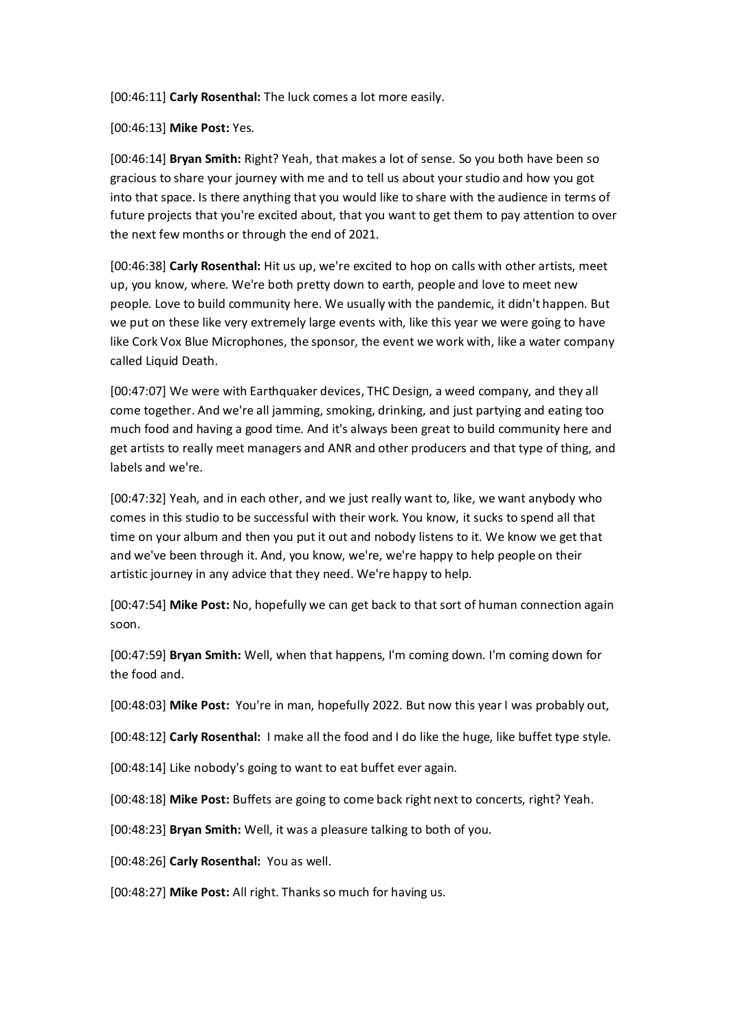[00:46:11] **Carly Rosenthal:** The luck comes a lot more easily.

[00:46:13] **Mike Post:** Yes.

[00:46:14] **Bryan Smith:** Right? Yeah, that makes a lot of sense. So you both have been so gracious to share your journey with me and to tell us about your studio and how you got into that space. Is there anything that you would like to share with the audience in terms of future projects that you're excited about, that you want to get them to pay attention to over the next few months or through the end of 2021.

[00:46:38] **Carly Rosenthal:** Hit us up, we're excited to hop on calls with other artists, meet up, you know, where. We're both pretty down to earth, people and love to meet new people. Love to build community here. We usually with the pandemic, it didn't happen. But we put on these like very extremely large events with, like this year we were going to have like Cork Vox Blue Microphones, the sponsor, the event we work with, like a water company called Liquid Death.

[00:47:07] We were with Earthquaker devices, THC Design, a weed company, and they all come together. And we're all jamming, smoking, drinking, and just partying and eating too much food and having a good time. And it's always been great to build community here and get artists to really meet managers and ANR and other producers and that type of thing, and labels and we're.

[00:47:32] Yeah, and in each other, and we just really want to, like, we want anybody who comes in this studio to be successful with their work. You know, it sucks to spend all that time on your album and then you put it out and nobody listens to it. We know we get that and we've been through it. And, you know, we're, we're happy to help people on their artistic journey in any advice that they need. We're happy to help.

[00:47:54] **Mike Post:** No, hopefully we can get back to that sort of human connection again soon.

[00:47:59] **Bryan Smith:** Well, when that happens, I'm coming down. I'm coming down for the food and.

[00:48:03] **Mike Post:** You're in man, hopefully 2022. But now this year I was probably out,

[00:48:12] **Carly Rosenthal:** I make all the food and I do like the huge, like buffet type style.

[00:48:14] Like nobody's going to want to eat buffet ever again.

[00:48:18] **Mike Post:** Buffets are going to come back right next to concerts, right? Yeah.

[00:48:23] **Bryan Smith:** Well, it was a pleasure talking to both of you.

[00:48:26] **Carly Rosenthal:** You as well.

[00:48:27] **Mike Post:** All right. Thanks so much for having us.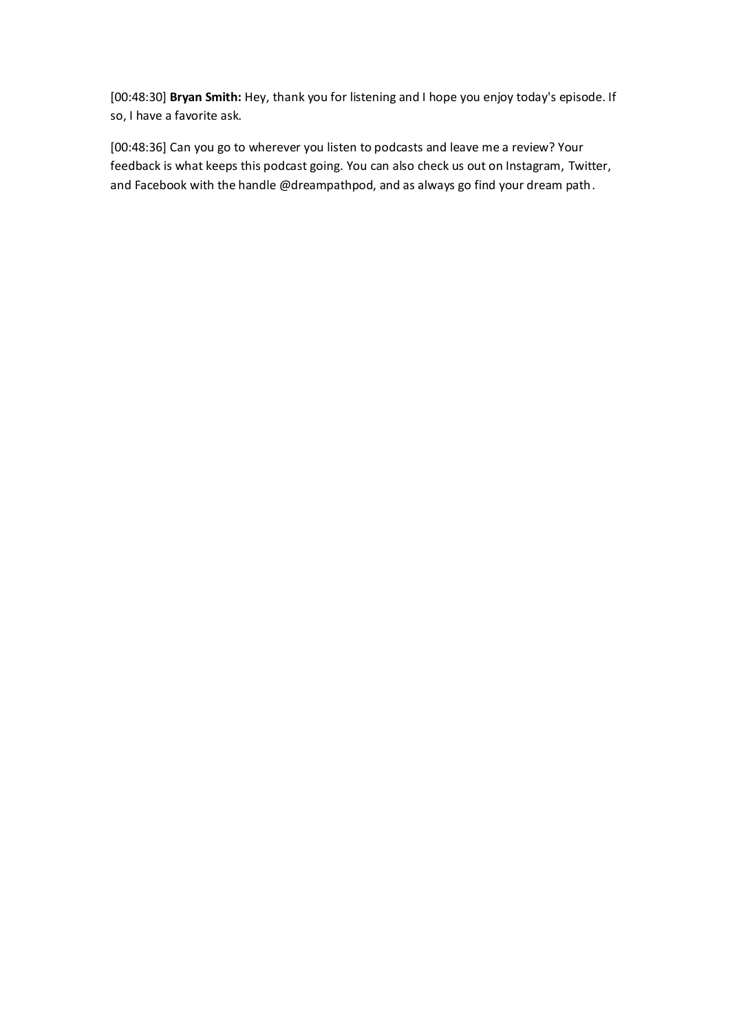[00:48:30] **Bryan Smith:** Hey, thank you for listening and I hope you enjoy today's episode. If so, I have a favorite ask.

[00:48:36] Can you go to wherever you listen to podcasts and leave me a review? Your feedback is what keeps this podcast going. You can also check us out on Instagram, Twitter, and Facebook with the handle @dreampathpod, and as always go find your dream path.